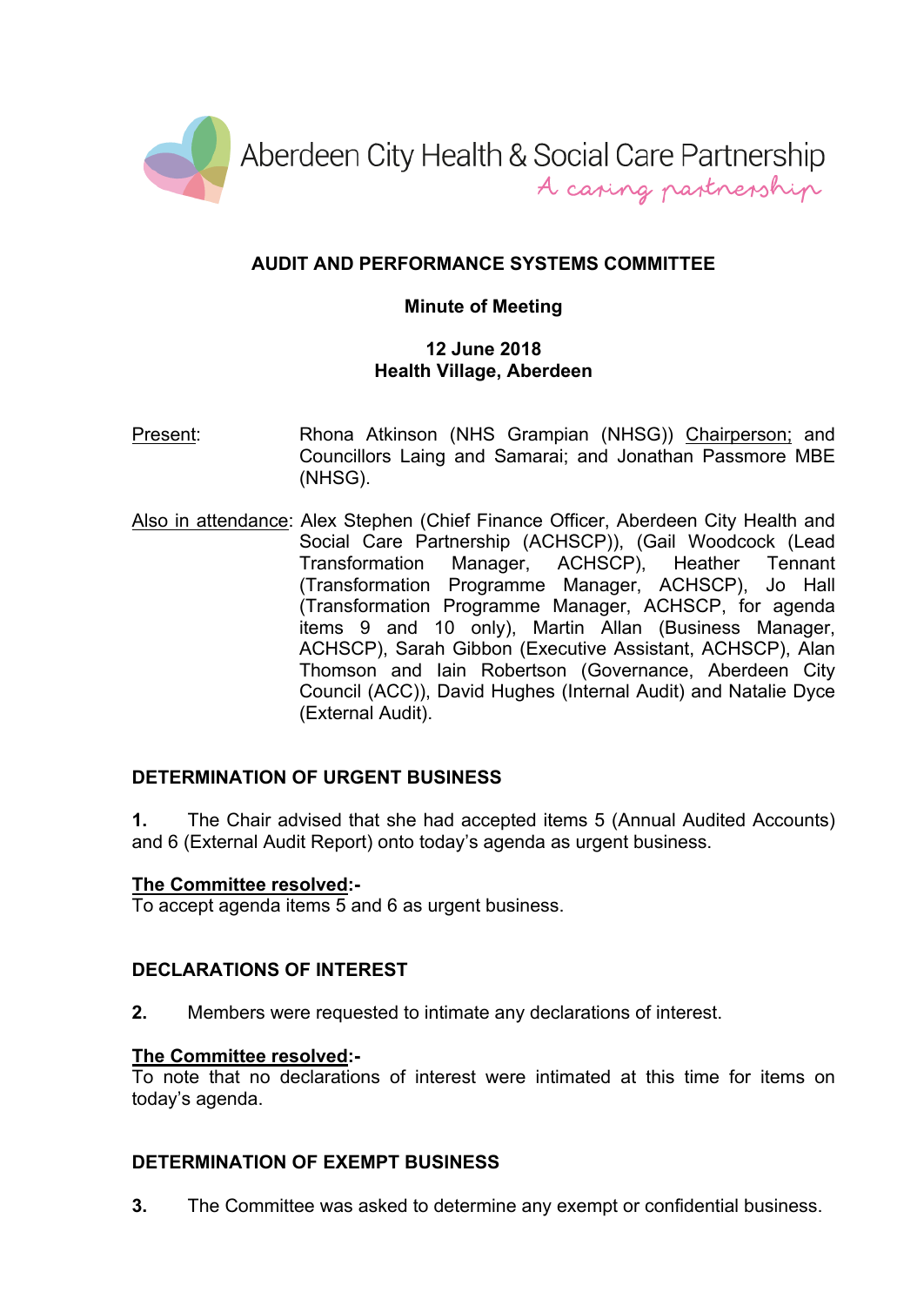Aberdeen City Health & Social Care Partnership

*A caring partnership*

## AUDIT AND PERFORMANCE SYSTEMS COMMITTEE

**Minute of Meeting**

**12 June 2018**
**Health Village, Aberdeen**

Present: Rhona Atkinson (NHS Grampian (NHSG)) Chairperson; and Councillors Laing and Samarai; and Jonathan Passmore MBE (NHSG).

Also in attendance: Alex Stephen (Chief Finance Officer, Aberdeen City Health and Social Care Partnership (ACHSCP)), (Gail Woodcock (Lead Transformation Manager, ACHSCP), Heather Tennant (Transformation Programme Manager, ACHSCP), Jo Hall (Transformation Programme Manager, ACHSCP, for agenda items 9 and 10 only), Martin Allan (Business Manager, ACHSCP), Sarah Gibbon (Executive Assistant, ACHSCP), Alan Thomson and Iain Robertson (Governance, Aberdeen City Council (ACC)), David Hughes (Internal Audit) and Natalie Dyce (External Audit).

### DETERMINATION OF URGENT BUSINESS

**1.** The Chair advised that she had accepted items 5 (Annual Audited Accounts) and 6 (External Audit Report) onto today's agenda as urgent business.

**The Committee resolved:-**
To accept agenda items 5 and 6 as urgent business.

### DECLARATIONS OF INTEREST

**2.** Members were requested to intimate any declarations of interest.

**The Committee resolved:-**
To note that no declarations of interest were intimated at this time for items on today's agenda.

### DETERMINATION OF EXEMPT BUSINESS

**3.** The Committee was asked to determine any exempt or confidential business.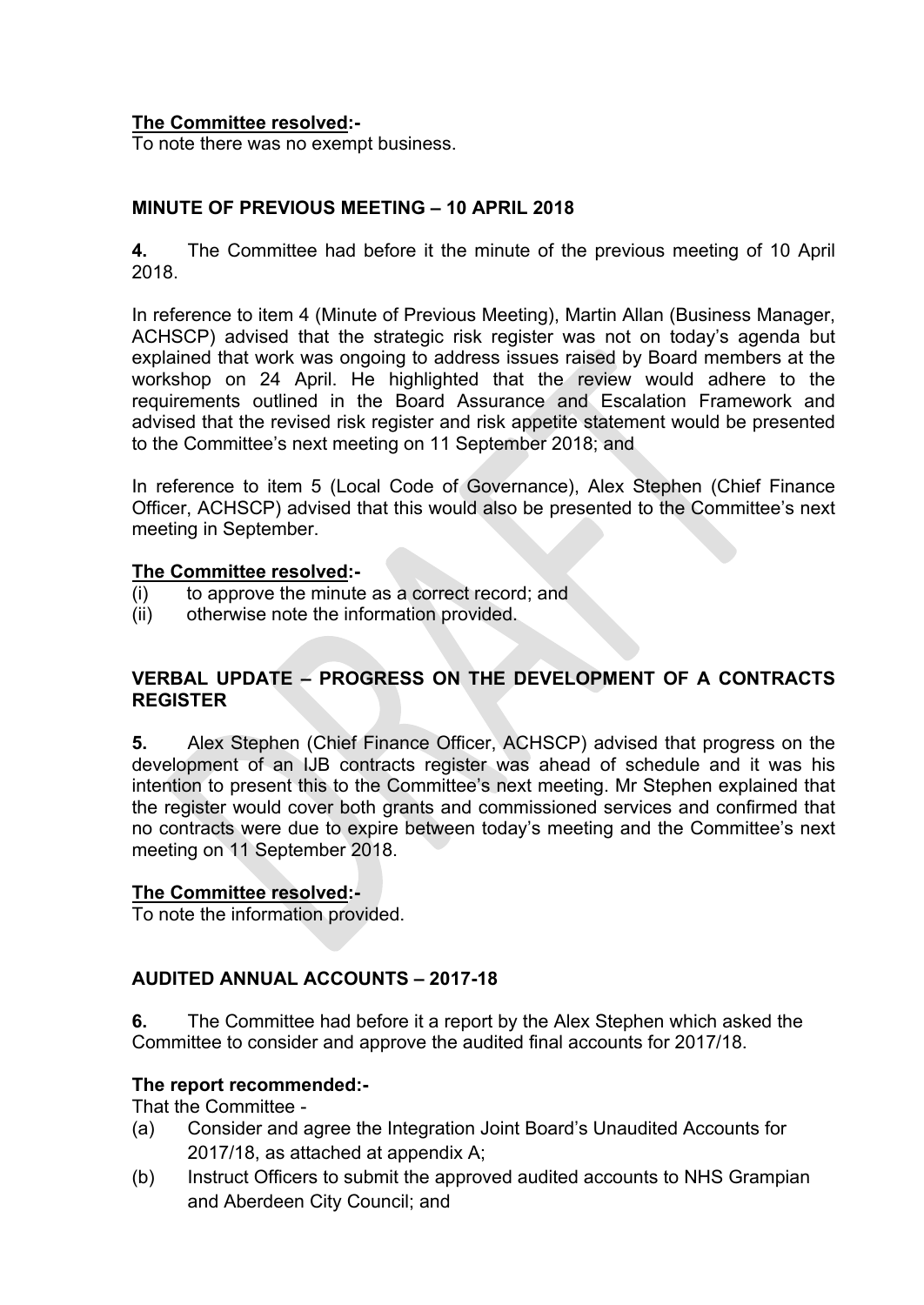**The Committee resolved:-**
To note there was no exempt business.

**MINUTE OF PREVIOUS MEETING – 10 APRIL 2018**

**4.** The Committee had before it the minute of the previous meeting of 10 April 2018.

In reference to item 4 (Minute of Previous Meeting), Martin Allan (Business Manager, ACHSCP) advised that the strategic risk register was not on today's agenda but explained that work was ongoing to address issues raised by Board members at the workshop on 24 April. He highlighted that the review would adhere to the requirements outlined in the Board Assurance and Escalation Framework and advised that the revised risk register and risk appetite statement would be presented to the Committee's next meeting on 11 September 2018; and

In reference to item 5 (Local Code of Governance), Alex Stephen (Chief Finance Officer, ACHSCP) advised that this would also be presented to the Committee's next meeting in September.

**The Committee resolved:-**
(i) to approve the minute as a correct record; and
(ii) otherwise note the information provided.

**VERBAL UPDATE – PROGRESS ON THE DEVELOPMENT OF A CONTRACTS REGISTER**

**5.** Alex Stephen (Chief Finance Officer, ACHSCP) advised that progress on the development of an IJB contracts register was ahead of schedule and it was his intention to present this to the Committee's next meeting. Mr Stephen explained that the register would cover both grants and commissioned services and confirmed that no contracts were due to expire between today's meeting and the Committee's next meeting on 11 September 2018.

**The Committee resolved:-**
To note the information provided.

**AUDITED ANNUAL ACCOUNTS – 2017-18**

**6.** The Committee had before it a report by the Alex Stephen which asked the Committee to consider and approve the audited final accounts for 2017/18.

**The report recommended:-**
That the Committee -
(a) Consider and agree the Integration Joint Board's Unaudited Accounts for 2017/18, as attached at appendix A;
(b) Instruct Officers to submit the approved audited accounts to NHS Grampian and Aberdeen City Council; and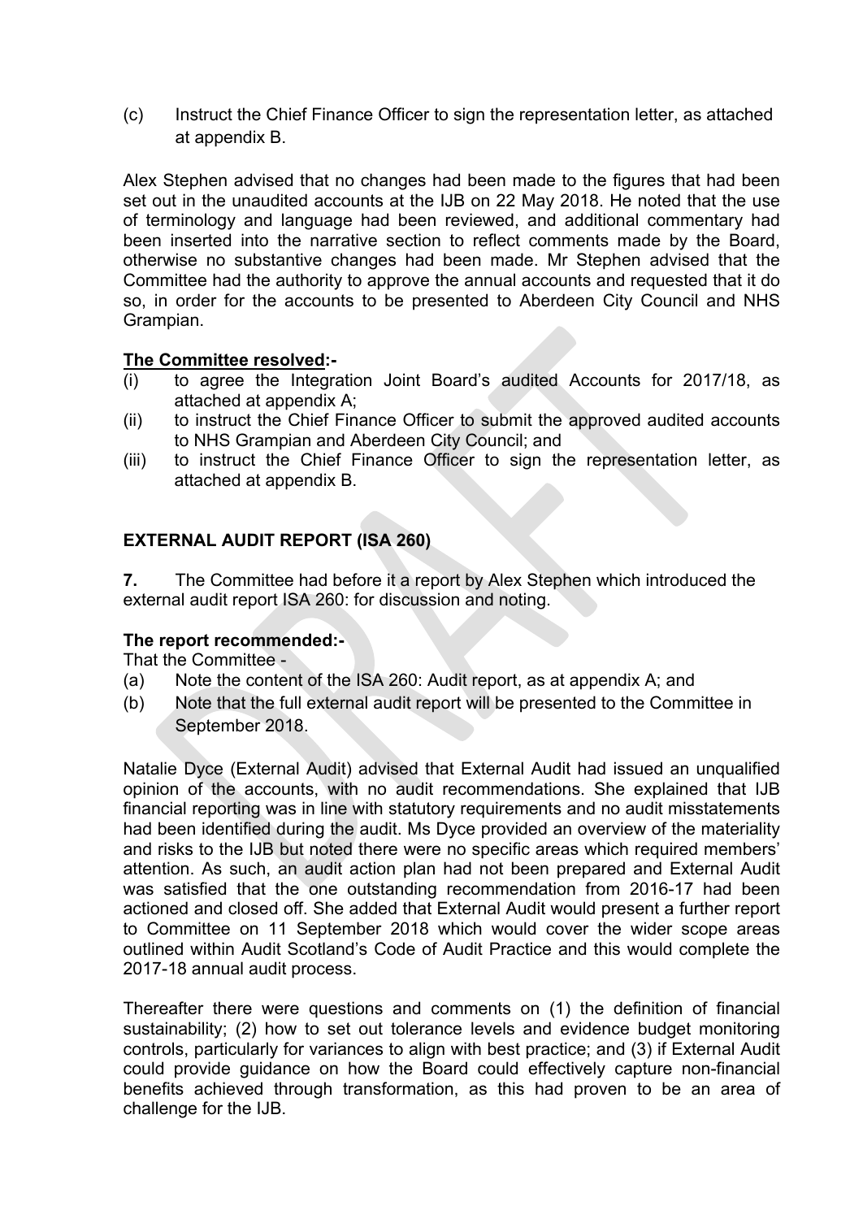(c) Instruct the Chief Finance Officer to sign the representation letter, as attached at appendix B.

Alex Stephen advised that no changes had been made to the figures that had been set out in the unaudited accounts at the IJB on 22 May 2018. He noted that the use of terminology and language had been reviewed, and additional commentary had been inserted into the narrative section to reflect comments made by the Board, otherwise no substantive changes had been made. Mr Stephen advised that the Committee had the authority to approve the annual accounts and requested that it do so, in order for the accounts to be presented to Aberdeen City Council and NHS Grampian.

**The Committee resolved:-**

(i) to agree the Integration Joint Board's audited Accounts for 2017/18, as attached at appendix A;
(ii) to instruct the Chief Finance Officer to submit the approved audited accounts to NHS Grampian and Aberdeen City Council; and
(iii) to instruct the Chief Finance Officer to sign the representation letter, as attached at appendix B.

## EXTERNAL AUDIT REPORT (ISA 260)

**7.** The Committee had before it a report by Alex Stephen which introduced the external audit report ISA 260: for discussion and noting.

**The report recommended:-**

That the Committee -

(a) Note the content of the ISA 260: Audit report, as at appendix A; and
(b) Note that the full external audit report will be presented to the Committee in September 2018.

Natalie Dyce (External Audit) advised that External Audit had issued an unqualified opinion of the accounts, with no audit recommendations. She explained that IJB financial reporting was in line with statutory requirements and no audit misstatements had been identified during the audit. Ms Dyce provided an overview of the materiality and risks to the IJB but noted there were no specific areas which required members' attention. As such, an audit action plan had not been prepared and External Audit was satisfied that the one outstanding recommendation from 2016-17 had been actioned and closed off. She added that External Audit would present a further report to Committee on 11 September 2018 which would cover the wider scope areas outlined within Audit Scotland's Code of Audit Practice and this would complete the 2017-18 annual audit process.

Thereafter there were questions and comments on (1) the definition of financial sustainability; (2) how to set out tolerance levels and evidence budget monitoring controls, particularly for variances to align with best practice; and (3) if External Audit could provide guidance on how the Board could effectively capture non-financial benefits achieved through transformation, as this had proven to be an area of challenge for the IJB.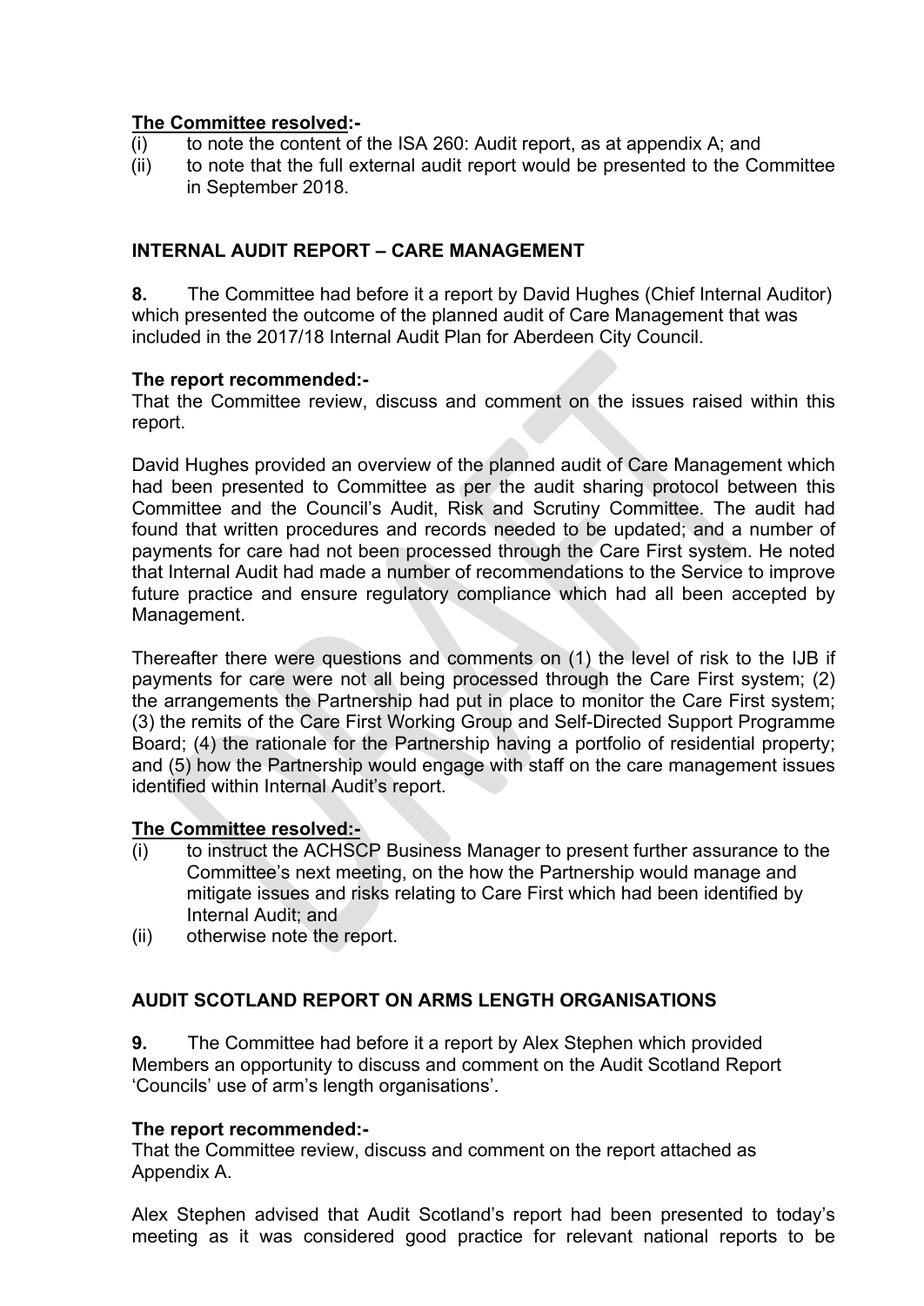**The Committee resolved:-**

(i) to note the content of the ISA 260: Audit report, as at appendix A; and
(ii) to note that the full external audit report would be presented to the Committee in September 2018.

**INTERNAL AUDIT REPORT – CARE MANAGEMENT**

**8.** The Committee had before it a report by David Hughes (Chief Internal Auditor) which presented the outcome of the planned audit of Care Management that was included in the 2017/18 Internal Audit Plan for Aberdeen City Council.

**The report recommended:-**

That the Committee review, discuss and comment on the issues raised within this report.

David Hughes provided an overview of the planned audit of Care Management which had been presented to Committee as per the audit sharing protocol between this Committee and the Council's Audit, Risk and Scrutiny Committee. The audit had found that written procedures and records needed to be updated; and a number of payments for care had not been processed through the Care First system. He noted that Internal Audit had made a number of recommendations to the Service to improve future practice and ensure regulatory compliance which had all been accepted by Management.

Thereafter there were questions and comments on (1) the level of risk to the IJB if payments for care were not all being processed through the Care First system; (2) the arrangements the Partnership had put in place to monitor the Care First system; (3) the remits of the Care First Working Group and Self-Directed Support Programme Board; (4) the rationale for the Partnership having a portfolio of residential property; and (5) how the Partnership would engage with staff on the care management issues identified within Internal Audit's report.

**The Committee resolved:-**

(i) to instruct the ACHSCP Business Manager to present further assurance to the Committee's next meeting, on the how the Partnership would manage and mitigate issues and risks relating to Care First which had been identified by Internal Audit; and
(ii) otherwise note the report.

**AUDIT SCOTLAND REPORT ON ARMS LENGTH ORGANISATIONS**

**9.** The Committee had before it a report by Alex Stephen which provided Members an opportunity to discuss and comment on the Audit Scotland Report 'Councils' use of arm's length organisations'.

**The report recommended:-**

That the Committee review, discuss and comment on the report attached as Appendix A.

Alex Stephen advised that Audit Scotland's report had been presented to today's meeting as it was considered good practice for relevant national reports to be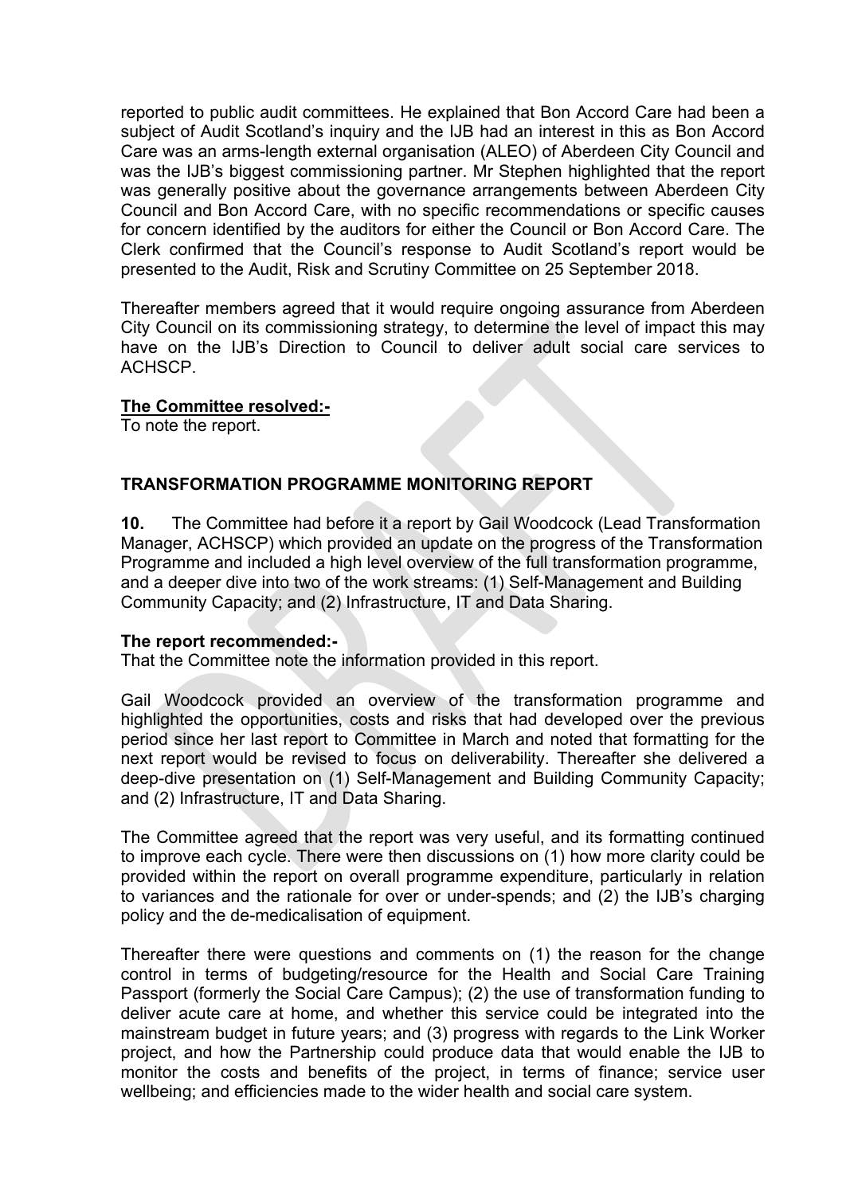reported to public audit committees. He explained that Bon Accord Care had been a subject of Audit Scotland's inquiry and the IJB had an interest in this as Bon Accord Care was an arms-length external organisation (ALEO) of Aberdeen City Council and was the IJB's biggest commissioning partner. Mr Stephen highlighted that the report was generally positive about the governance arrangements between Aberdeen City Council and Bon Accord Care, with no specific recommendations or specific causes for concern identified by the auditors for either the Council or Bon Accord Care. The Clerk confirmed that the Council's response to Audit Scotland's report would be presented to the Audit, Risk and Scrutiny Committee on 25 September 2018.

Thereafter members agreed that it would require ongoing assurance from Aberdeen City Council on its commissioning strategy, to determine the level of impact this may have on the IJB's Direction to Council to deliver adult social care services to ACHSCP.

**The Committee resolved:-**
To note the report.

**TRANSFORMATION PROGRAMME MONITORING REPORT**

**10.** The Committee had before it a report by Gail Woodcock (Lead Transformation Manager, ACHSCP) which provided an update on the progress of the Transformation Programme and included a high level overview of the full transformation programme, and a deeper dive into two of the work streams: (1) Self-Management and Building Community Capacity; and (2) Infrastructure, IT and Data Sharing.

**The report recommended:-**
That the Committee note the information provided in this report.

Gail Woodcock provided an overview of the transformation programme and highlighted the opportunities, costs and risks that had developed over the previous period since her last report to Committee in March and noted that formatting for the next report would be revised to focus on deliverability. Thereafter she delivered a deep-dive presentation on (1) Self-Management and Building Community Capacity; and (2) Infrastructure, IT and Data Sharing.

The Committee agreed that the report was very useful, and its formatting continued to improve each cycle. There were then discussions on (1) how more clarity could be provided within the report on overall programme expenditure, particularly in relation to variances and the rationale for over or under-spends; and (2) the IJB's charging policy and the de-medicalisation of equipment.

Thereafter there were questions and comments on (1) the reason for the change control in terms of budgeting/resource for the Health and Social Care Training Passport (formerly the Social Care Campus); (2) the use of transformation funding to deliver acute care at home, and whether this service could be integrated into the mainstream budget in future years; and (3) progress with regards to the Link Worker project, and how the Partnership could produce data that would enable the IJB to monitor the costs and benefits of the project, in terms of finance; service user wellbeing; and efficiencies made to the wider health and social care system.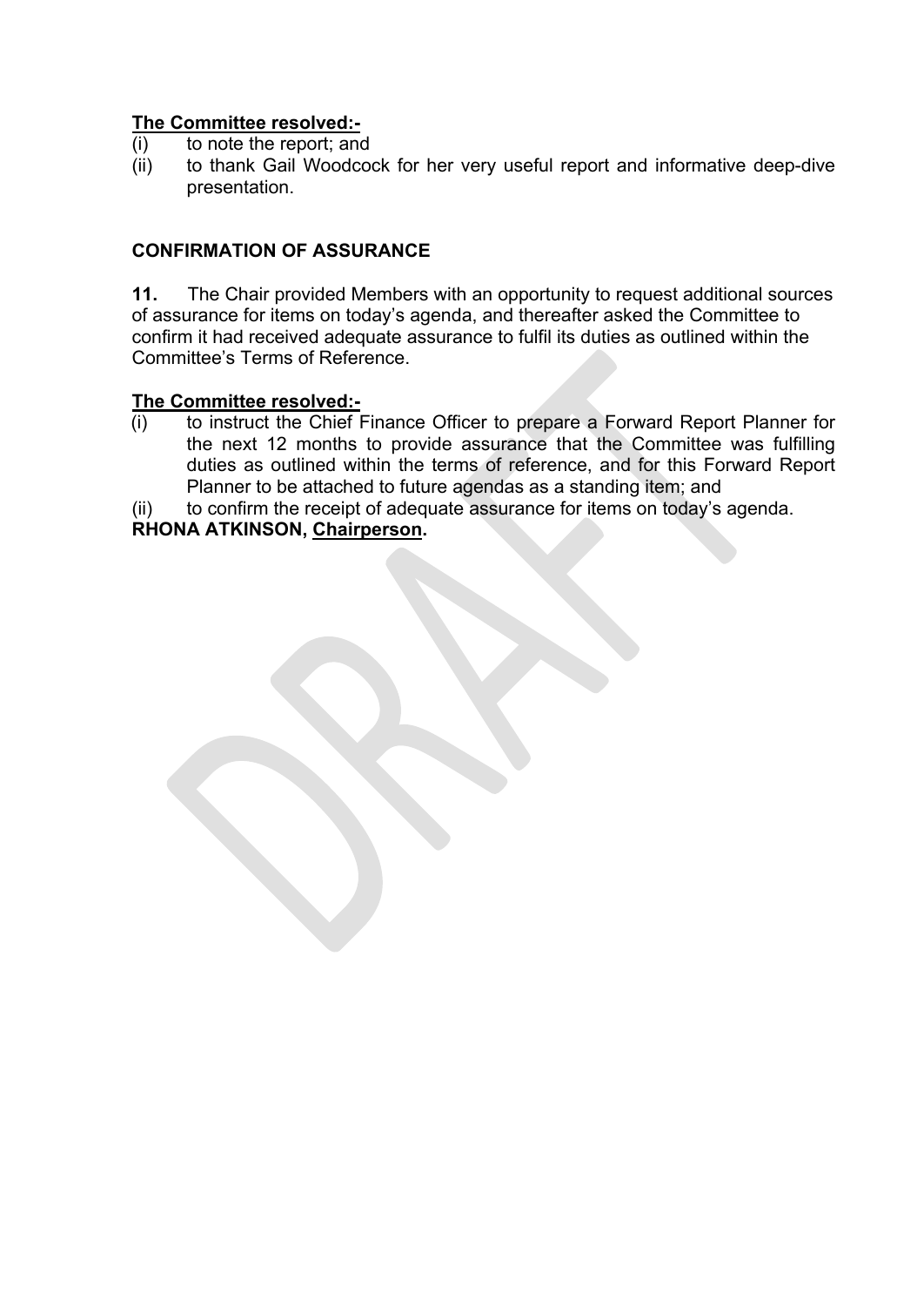**The Committee resolved:-**

(i) to note the report; and
(ii) to thank Gail Woodcock for her very useful report and informative deep-dive presentation.

**CONFIRMATION OF ASSURANCE**

**11.** The Chair provided Members with an opportunity to request additional sources of assurance for items on today's agenda, and thereafter asked the Committee to confirm it had received adequate assurance to fulfil its duties as outlined within the Committee's Terms of Reference.

**The Committee resolved:-**

(i) to instruct the Chief Finance Officer to prepare a Forward Report Planner for the next 12 months to provide assurance that the Committee was fulfilling duties as outlined within the terms of reference, and for this Forward Report Planner to be attached to future agendas as a standing item; and
(ii) to confirm the receipt of adequate assurance for items on today's agenda.

**RHONA ATKINSON, Chairperson.**